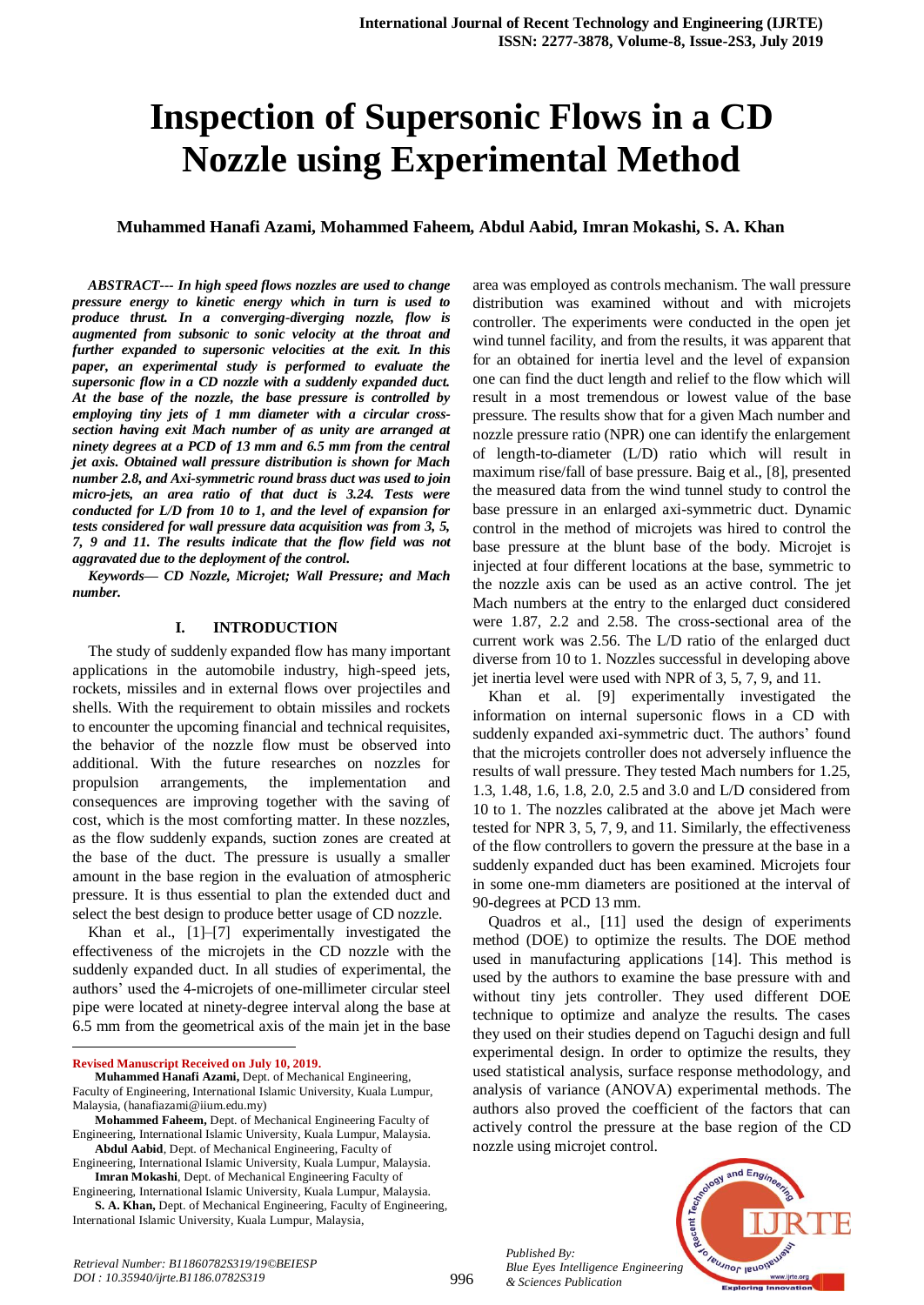# Inspection of Supersonic Flows in a CD Nozzle using Experimental Method

**Muhammed Hanafi Azami, Mohammed Faheem, Abdul Aabid, Imran Mokashi, S. A. Khan**

***ABSTRACT--- In high speed flows nozzles are used to change pressure energy to kinetic energy which in turn is used to produce thrust. In a converging-diverging nozzle, flow is augmented from subsonic to sonic velocity at the throat and further expanded to supersonic velocities at the exit. In this paper, an experimental study is performed to evaluate the supersonic flow in a CD nozzle with a suddenly expanded duct. At the base of the nozzle, the base pressure is controlled by employing tiny jets of 1 mm diameter with a circular cross-section having exit Mach number of as unity are arranged at ninety degrees at a PCD of 13 mm and 6.5 mm from the central jet axis. Obtained wall pressure distribution is shown for Mach number 2.8, and Axi-symmetric round brass duct was used to join micro-jets, an area ratio of that duct is 3.24. Tests were conducted for L/D from 10 to 1, and the level of expansion for tests considered for wall pressure data acquisition was from 3, 5, 7, 9 and 11. The results indicate that the flow field was not aggravated due to the deployment of the control.***

***Keywords— CD Nozzle, Microjet; Wall Pressure; and Mach number.***

## I. INTRODUCTION

The study of suddenly expanded flow has many important applications in the automobile industry, high-speed jets, rockets, missiles and in external flows over projectiles and shells. With the requirement to obtain missiles and rockets to encounter the upcoming financial and technical requisites, the behavior of the nozzle flow must be observed into additional. With the future researches on nozzles for propulsion arrangements, the implementation and consequences are improving together with the saving of cost, which is the most comforting matter. In these nozzles, as the flow suddenly expands, suction zones are created at the base of the duct. The pressure is usually a smaller amount in the base region in the evaluation of atmospheric pressure. It is thus essential to plan the extended duct and select the best design to produce better usage of CD nozzle.

Khan et al., [1]–[7] experimentally investigated the effectiveness of the microjets in the CD nozzle with the suddenly expanded duct. In all studies of experimental, the authors' used the 4-microjets of one-millimeter circular steel pipe were located at ninety-degree interval along the base at 6.5 mm from the geometrical axis of the main jet in the base area was employed as controls mechanism. The wall pressure distribution was examined without and with microjets controller. The experiments were conducted in the open jet wind tunnel facility, and from the results, it was apparent that for an obtained for inertia level and the level of expansion one can find the duct length and relief to the flow which will result in a most tremendous or lowest value of the base pressure. The results show that for a given Mach number and nozzle pressure ratio (NPR) one can identify the enlargement of length-to-diameter (L/D) ratio which will result in maximum rise/fall of base pressure. Baig et al., [8], presented the measured data from the wind tunnel study to control the base pressure in an enlarged axi-symmetric duct. Dynamic control in the method of microjets was hired to control the base pressure at the blunt base of the body. Microjet is injected at four different locations at the base, symmetric to the nozzle axis can be used as an active control. The jet Mach numbers at the entry to the enlarged duct considered were 1.87, 2.2 and 2.58. The cross-sectional area of the current work was 2.56. The L/D ratio of the enlarged duct diverse from 10 to 1. Nozzles successful in developing above jet inertia level were used with NPR of 3, 5, 7, 9, and 11.

Khan et al. [9] experimentally investigated the information on internal supersonic flows in a CD with suddenly expanded axi-symmetric duct. The authors' found that the microjets controller does not adversely influence the results of wall pressure. They tested Mach numbers for 1.25, 1.3, 1.48, 1.6, 1.8, 2.0, 2.5 and 3.0 and L/D considered from 10 to 1. The nozzles calibrated at the above jet Mach were tested for NPR 3, 5, 7, 9, and 11. Similarly, the effectiveness of the flow controllers to govern the pressure at the base in a suddenly expanded duct has been examined. Microjets four in some one-mm diameters are positioned at the interval of 90-degrees at PCD 13 mm.

Quadros et al., [11] used the design of experiments method (DOE) to optimize the results. The DOE method used in manufacturing applications [14]. This method is used by the authors to examine the base pressure with and without tiny jets controller. They used different DOE technique to optimize and analyze the results. The cases they used on their studies depend on Taguchi design and full experimental design. In order to optimize the results, they used statistical analysis, surface response methodology, and analysis of variance (ANOVA) experimental methods. The authors also proved the coefficient of the factors that can actively control the pressure at the base region of the CD nozzle using microjet control.

---

**Revised Manuscript Received on July 10, 2019.**

**Muhammed Hanafi Azami,** Dept. of Mechanical Engineering, Faculty of Engineering, International Islamic University, Kuala Lumpur, Malaysia, (hanafiazami@iium.edu.my)

**Mohammed Faheem,** Dept. of Mechanical Engineering Faculty of Engineering, International Islamic University, Kuala Lumpur, Malaysia.

**Abdul Aabid**, Dept. of Mechanical Engineering, Faculty of Engineering, International Islamic University, Kuala Lumpur, Malaysia.

**Imran Mokashi**, Dept. of Mechanical Engineering Faculty of Engineering, International Islamic University, Kuala Lumpur, Malaysia.

**S. A. Khan,** Dept. of Mechanical Engineering, Faculty of Engineering, International Islamic University, Kuala Lumpur, Malaysia,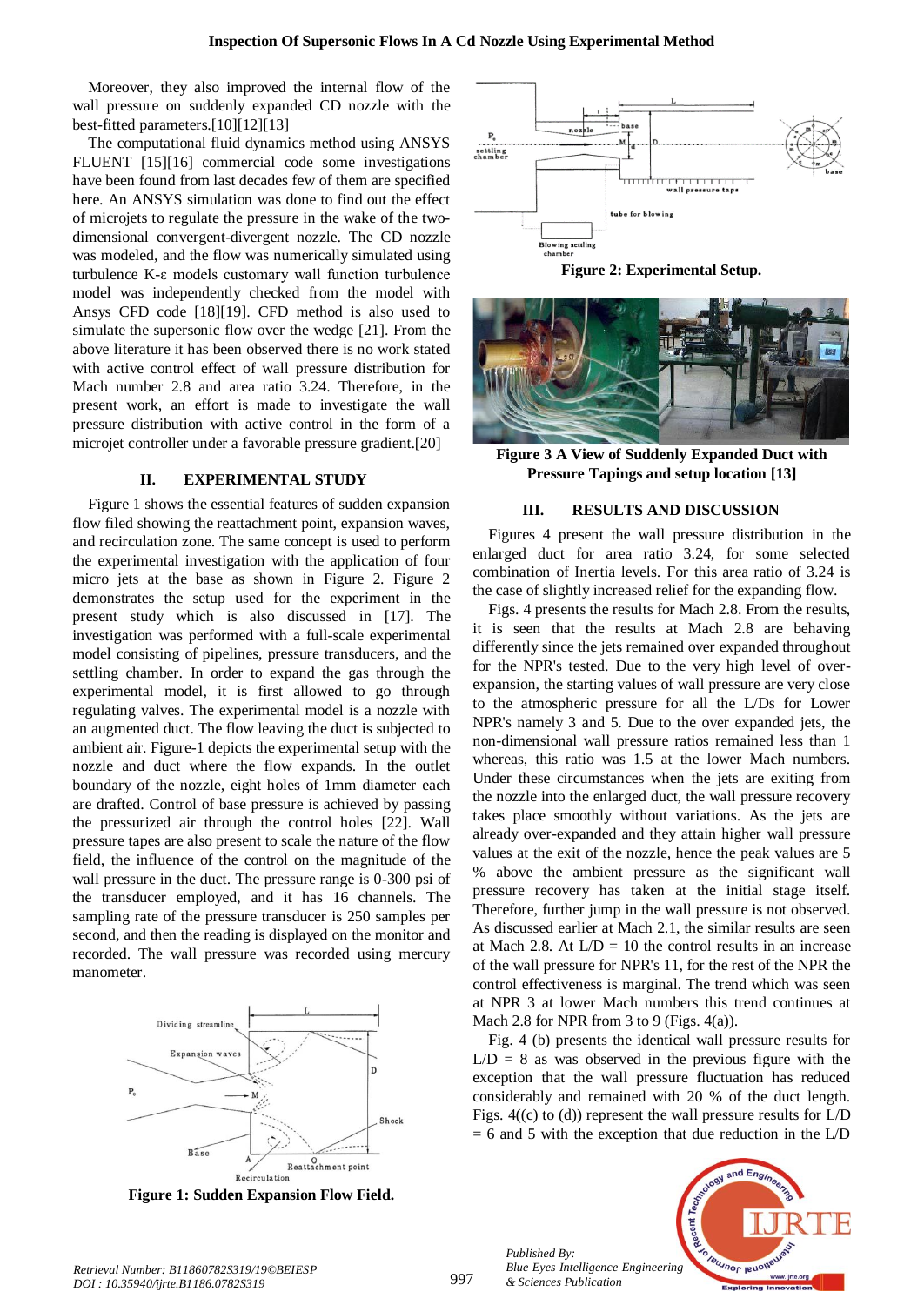Moreover, they also improved the internal flow of the wall pressure on suddenly expanded CD nozzle with the best-fitted parameters.[10][12][13]

The computational fluid dynamics method using ANSYS FLUENT [15][16] commercial code some investigations have been found from last decades few of them are specified here. An ANSYS simulation was done to find out the effect of microjets to regulate the pressure in the wake of the two-dimensional convergent-divergent nozzle. The CD nozzle was modeled, and the flow was numerically simulated using turbulence K-ε models customary wall function turbulence model was independently checked from the model with Ansys CFD code [18][19]. CFD method is also used to simulate the supersonic flow over the wedge [21]. From the above literature it has been observed there is no work stated with active control effect of wall pressure distribution for Mach number 2.8 and area ratio 3.24. Therefore, in the present work, an effort is made to investigate the wall pressure distribution with active control in the form of a microjet controller under a favorable pressure gradient.[20]

## II. EXPERIMENTAL STUDY

Figure 1 shows the essential features of sudden expansion flow filed showing the reattachment point, expansion waves, and recirculation zone. The same concept is used to perform the experimental investigation with the application of four micro jets at the base as shown in Figure 2. Figure 2 demonstrates the setup used for the experiment in the present study which is also discussed in [17]. The investigation was performed with a full-scale experimental model consisting of pipelines, pressure transducers, and the settling chamber. In order to expand the gas through the experimental model, it is first allowed to go through regulating valves. The experimental model is a nozzle with an augmented duct. The flow leaving the duct is subjected to ambient air. Figure-1 depicts the experimental setup with the nozzle and duct where the flow expands. In the outlet boundary of the nozzle, eight holes of 1mm diameter each are drafted. Control of base pressure is achieved by passing the pressurized air through the control holes [22]. Wall pressure tapes are also present to scale the nature of the flow field, the influence of the control on the magnitude of the wall pressure in the duct. The pressure range is 0-300 psi of the transducer employed, and it has 16 channels. The sampling rate of the pressure transducer is 250 samples per second, and then the reading is displayed on the monitor and recorded. The wall pressure was recorded using mercury manometer.

**Figure 1: Sudden Expansion Flow Field.**

**Figure 2: Experimental Setup.**

**Figure 3 A View of Suddenly Expanded Duct with Pressure Tapings and setup location [13]**

## III. RESULTS AND DISCUSSION

Figures 4 present the wall pressure distribution in the enlarged duct for area ratio 3.24, for some selected combination of Inertia levels. For this area ratio of 3.24 is the case of slightly increased relief for the expanding flow.

Figs. 4 presents the results for Mach 2.8. From the results, it is seen that the results at Mach 2.8 are behaving differently since the jets remained over expanded throughout for the NPR's tested. Due to the very high level of over-expansion, the starting values of wall pressure are very close to the atmospheric pressure for all the L/Ds for Lower NPR's namely 3 and 5. Due to the over expanded jets, the non-dimensional wall pressure ratios remained less than 1 whereas, this ratio was 1.5 at the lower Mach numbers. Under these circumstances when the jets are exiting from the nozzle into the enlarged duct, the wall pressure recovery takes place smoothly without variations. As the jets are already over-expanded and they attain higher wall pressure values at the exit of the nozzle, hence the peak values are 5 % above the ambient pressure as the significant wall pressure recovery has taken at the initial stage itself. Therefore, further jump in the wall pressure is not observed. As discussed earlier at Mach 2.1, the similar results are seen at Mach 2.8. At L/D = 10 the control results in an increase of the wall pressure for NPR's 11, for the rest of the NPR the control effectiveness is marginal. The trend which was seen at NPR 3 at lower Mach numbers this trend continues at Mach 2.8 for NPR from 3 to 9 (Figs. 4(a)).

Fig. 4 (b) presents the identical wall pressure results for L/D = 8 as was observed in the previous figure with the exception that the wall pressure fluctuation has reduced considerably and remained with 20 % of the duct length. Figs. 4((c) to (d)) represent the wall pressure results for L/D = 6 and 5 with the exception that due reduction in the L/D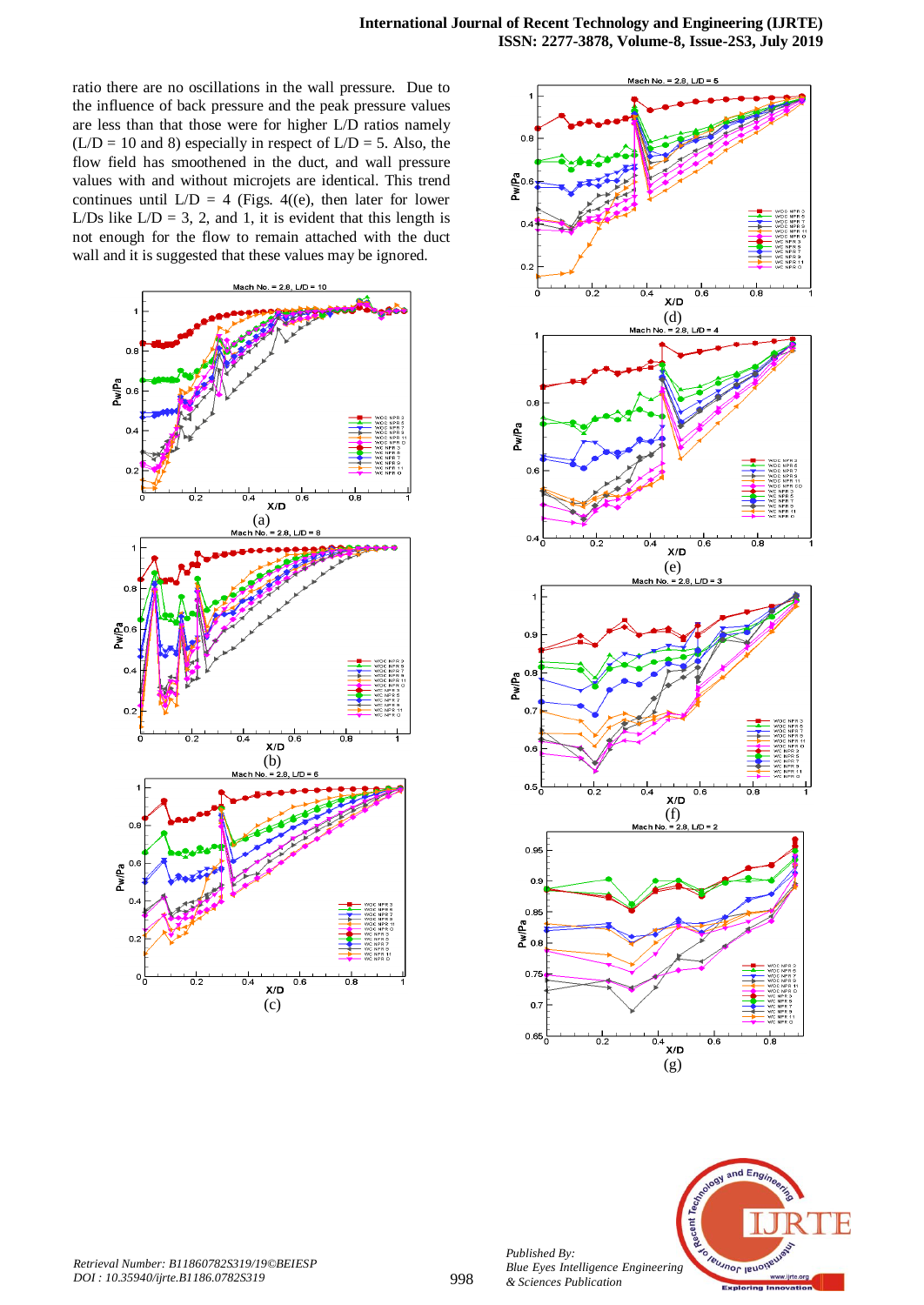ratio there are no oscillations in the wall pressure. Due to the influence of back pressure and the peak pressure values are less than that those were for higher L/D ratios namely (L/D = 10 and 8) especially in respect of L/D = 5. Also, the flow field has smoothened in the duct, and wall pressure values with and without microjets are identical. This trend continues until L/D = 4 (Figs. 4((e), then later for lower L/Ds like L/D = 3, 2, and 1, it is evident that this length is not enough for the flow to remain attached with the duct wall and it is suggested that these values may be ignored.

(a)

(b)

(c)

(d)

(e)

(f)

(g)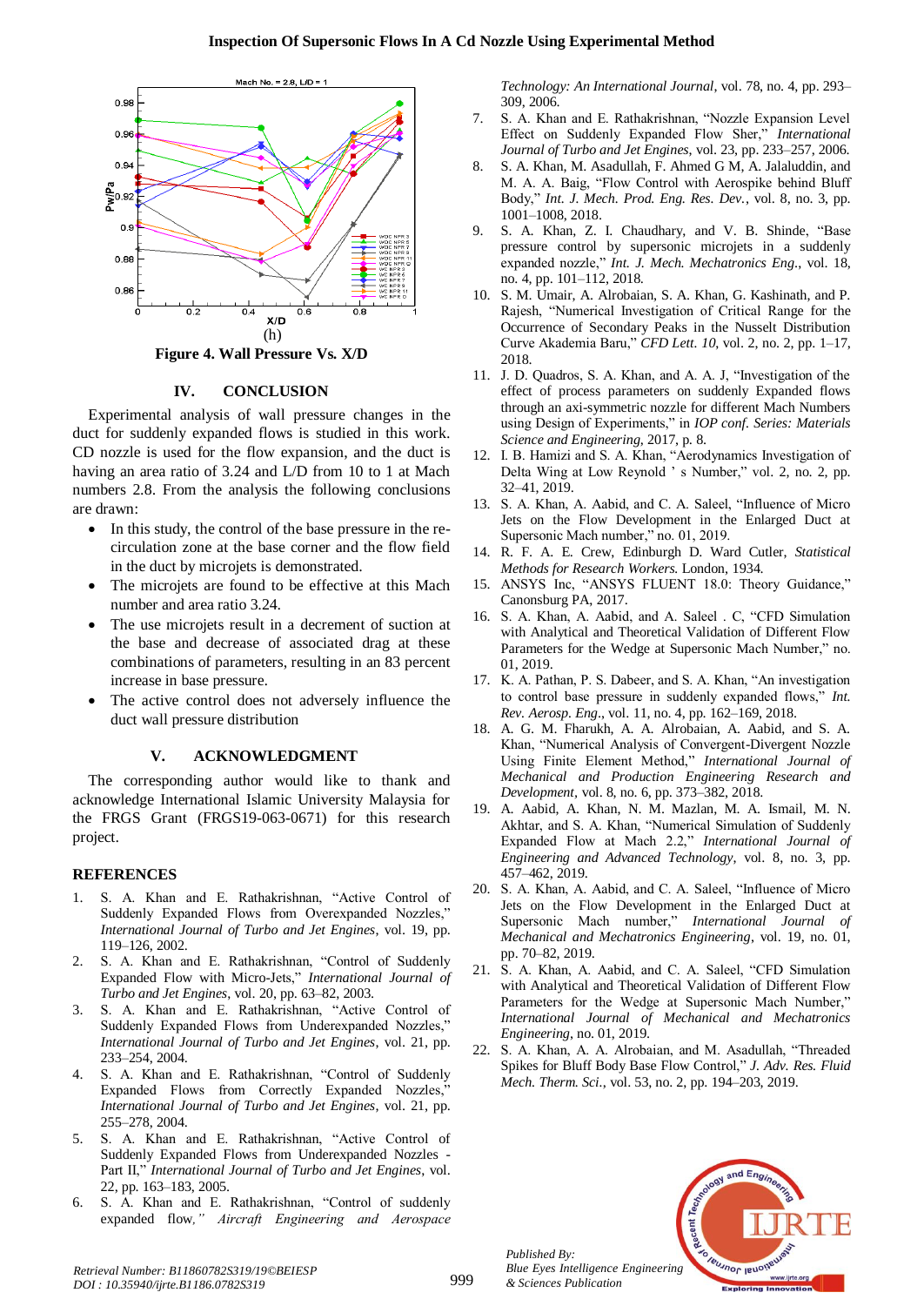Mach No. = 2.8, L/D = 1

0.98
0.96
0.94
0.92
0.9
0.88
0.86

Pw/Pa

0
0.2
0.4
0.6
0.8
1

X/D

WOC NPR 3
WOC NPR 5
WOC NPR 7
WOC NPR 9
WOC NPR 11
WOC NPR O
WC NPR 3
WC NPR 5
WC NPR 7
WC NPR 9
WC NPR 11
WC NPR O

(h)

**Figure 4. Wall Pressure Vs. X/D**

## IV. CONCLUSION

Experimental analysis of wall pressure changes in the duct for suddenly expanded flows is studied in this work. CD nozzle is used for the flow expansion, and the duct is having an area ratio of 3.24 and L/D from 10 to 1 at Mach numbers 2.8. From the analysis the following conclusions are drawn:

- In this study, the control of the base pressure in the re-circulation zone at the base corner and the flow field in the duct by microjets is demonstrated.
- The microjets are found to be effective at this Mach number and area ratio 3.24.
- The use microjets result in a decrement of suction at the base and decrease of associated drag at these combinations of parameters, resulting in an 83 percent increase in base pressure.
- The active control does not adversely influence the duct wall pressure distribution

## V. ACKNOWLEDGMENT

The corresponding author would like to thank and acknowledge International Islamic University Malaysia for the FRGS Grant (FRGS19-063-0671) for this research project.

## REFERENCES

1. S. A. Khan and E. Rathakrishnan, "Active Control of Suddenly Expanded Flows from Overexpanded Nozzles," *International Journal of Turbo and Jet Engines*, vol. 19, pp. 119–126, 2002.
2. S. A. Khan and E. Rathakrishnan, "Control of Suddenly Expanded Flow with Micro-Jets," *International Journal of Turbo and Jet Engines*, vol. 20, pp. 63–82, 2003.
3. S. A. Khan and E. Rathakrishnan, "Active Control of Suddenly Expanded Flows from Underexpanded Nozzles," *International Journal of Turbo and Jet Engines*, vol. 21, pp. 233–254, 2004.
4. S. A. Khan and E. Rathakrishnan, "Control of Suddenly Expanded Flows from Correctly Expanded Nozzles," *International Journal of Turbo and Jet Engines*, vol. 21, pp. 255–278, 2004.
5. S. A. Khan and E. Rathakrishnan, "Active Control of Suddenly Expanded Flows from Underexpanded Nozzles - Part II," *International Journal of Turbo and Jet Engines*, vol. 22, pp. 163–183, 2005.
6. S. A. Khan and E. Rathakrishnan, "Control of suddenly expanded flow," *Aircraft Engineering and Aerospace Technology: An International Journal*, vol. 78, no. 4, pp. 293–309, 2006.
7. S. A. Khan and E. Rathakrishnan, "Nozzle Expansion Level Effect on Suddenly Expanded Flow Sher," *International Journal of Turbo and Jet Engines*, vol. 23, pp. 233–257, 2006.
8. S. A. Khan, M. Asadullah, F. Ahmed G M, A. Jalaluddin, and M. A. A. Baig, "Flow Control with Aerospike behind Bluff Body," *Int. J. Mech. Prod. Eng. Res. Dev.*, vol. 8, no. 3, pp. 1001–1008, 2018.
9. S. A. Khan, Z. I. Chaudhary, and V. B. Shinde, "Base pressure control by supersonic microjets in a suddenly expanded nozzle," *Int. J. Mech. Mechatronics Eng.*, vol. 18, no. 4, pp. 101–112, 2018.
10. S. M. Umair, A. Alrobaian, S. A. Khan, G. Kashinath, and P. Rajesh, "Numerical Investigation of Critical Range for the Occurrence of Secondary Peaks in the Nusselt Distribution Curve Akademia Baru," *CFD Lett. 10*, vol. 2, no. 2, pp. 1–17, 2018.
11. J. D. Quadros, S. A. Khan, and A. A. J, "Investigation of the effect of process parameters on suddenly Expanded flows through an axi-symmetric nozzle for different Mach Numbers using Design of Experiments," in *IOP conf. Series: Materials Science and Engineering*, 2017, p. 8.
12. I. B. Hamizi and S. A. Khan, "Aerodynamics Investigation of Delta Wing at Low Reynold ' s Number," vol. 2, no. 2, pp. 32–41, 2019.
13. S. A. Khan, A. Aabid, and C. A. Saleel, "Influence of Micro Jets on the Flow Development in the Enlarged Duct at Supersonic Mach number," no. 01, 2019.
14. R. F. A. E. Crew, Edinburgh D. Ward Cutler, *Statistical Methods for Research Workers.* London, 1934.
15. ANSYS Inc, "ANSYS FLUENT 18.0: Theory Guidance," Canonsburg PA, 2017.
16. S. A. Khan, A. Aabid, and A. Saleel . C, "CFD Simulation with Analytical and Theoretical Validation of Different Flow Parameters for the Wedge at Supersonic Mach Number," no. 01, 2019.
17. K. A. Pathan, P. S. Dabeer, and S. A. Khan, "An investigation to control base pressure in suddenly expanded flows," *Int. Rev. Aerosp. Eng.*, vol. 11, no. 4, pp. 162–169, 2018.
18. A. G. M. Fharukh, A. A. Alrobaian, A. Aabid, and S. A. Khan, "Numerical Analysis of Convergent-Divergent Nozzle Using Finite Element Method," *International Journal of Mechanical and Production Engineering Research and Development*, vol. 8, no. 6, pp. 373–382, 2018.
19. A. Aabid, A. Khan, N. M. Mazlan, M. A. Ismail, M. N. Akhtar, and S. A. Khan, "Numerical Simulation of Suddenly Expanded Flow at Mach 2.2," *International Journal of Engineering and Advanced Technology*, vol. 8, no. 3, pp. 457–462, 2019.
20. S. A. Khan, A. Aabid, and C. A. Saleel, "Influence of Micro Jets on the Flow Development in the Enlarged Duct at Supersonic Mach number," *International Journal of Mechanical and Mechatronics Engineering*, vol. 19, no. 01, pp. 70–82, 2019.
21. S. A. Khan, A. Aabid, and C. A. Saleel, "CFD Simulation with Analytical and Theoretical Validation of Different Flow Parameters for the Wedge at Supersonic Mach Number," *International Journal of Mechanical and Mechatronics Engineering*, no. 01, 2019.
22. S. A. Khan, A. A. Alrobaian, and M. Asadullah, "Threaded Spikes for Bluff Body Base Flow Control," *J. Adv. Res. Fluid Mech. Therm. Sci.*, vol. 53, no. 2, pp. 194–203, 2019.